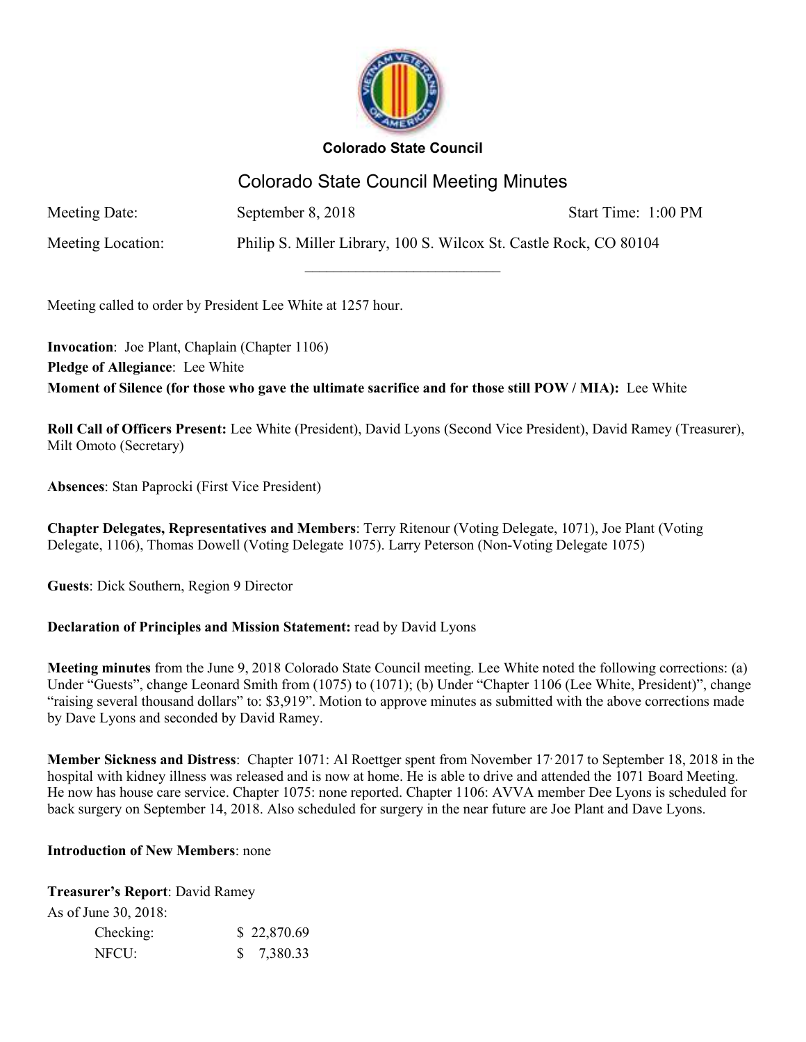**Colorado State Council**

# Colorado State Council Meeting Minutes

Meeting Date: September 8, 2018 Start Time: 1:00 PM

Meeting Location: Philip S. Miller Library, 100 S. Wilcox St. Castle Rock, CO 80104

---

Meeting called to order by President Lee White at 1257 hour.

**Invocation**: Joe Plant, Chaplain (Chapter 1106)

**Pledge of Allegiance**: Lee White

**Moment of Silence (for those who gave the ultimate sacrifice and for those still POW / MIA):** Lee White

**Roll Call of Officers Present:** Lee White (President), David Lyons (Second Vice President), David Ramey (Treasurer), Milt Omoto (Secretary)

**Absences**: Stan Paprocki (First Vice President)

**Chapter Delegates, Representatives and Members**: Terry Ritenour (Voting Delegate, 1071), Joe Plant (Voting Delegate, 1106), Thomas Dowell (Voting Delegate 1075). Larry Peterson (Non-Voting Delegate 1075)

**Guests**: Dick Southern, Region 9 Director

**Declaration of Principles and Mission Statement:** read by David Lyons

**Meeting minutes** from the June 9, 2018 Colorado State Council meeting. Lee White noted the following corrections: (a) Under "Guests", change Leonard Smith from (1075) to (1071); (b) Under "Chapter 1106 (Lee White, President)", change "raising several thousand dollars" to: $3,919". Motion to approve minutes as submitted with the above corrections made by Dave Lyons and seconded by David Ramey.

**Member Sickness and Distress**: Chapter 1071: Al Roettger spent from November 17, 2017 to September 18, 2018 in the hospital with kidney illness was released and is now at home. He is able to drive and attended the 1071 Board Meeting. He now has house care service. Chapter 1075: none reported. Chapter 1106: AVVA member Dee Lyons is scheduled for back surgery on September 14, 2018. Also scheduled for surgery in the near future are Joe Plant and Dave Lyons.

**Introduction of New Members**: none

**Treasurer's Report**: David Ramey

As of June 30, 2018:

| | |
|---|---|
| Checking: | $ 22,870.69 |
| NFCU: | $ 7,380.33 |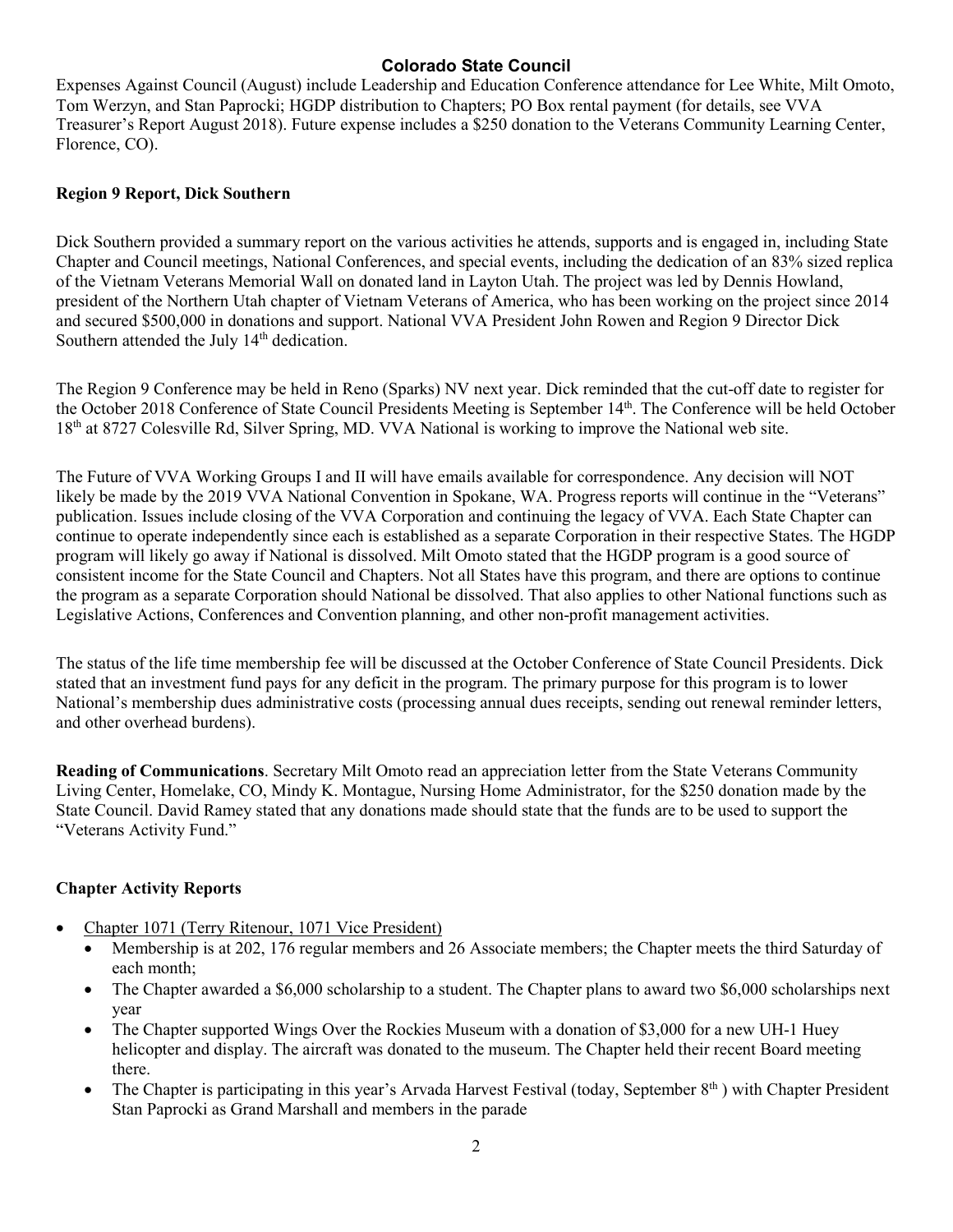# Colorado State Council

Expenses Against Council (August) include Leadership and Education Conference attendance for Lee White, Milt Omoto, Tom Werzyn, and Stan Paprocki; HGDP distribution to Chapters; PO Box rental payment (for details, see VVA Treasurer's Report August 2018). Future expense includes a $250 donation to the Veterans Community Learning Center, Florence, CO).

**Region 9 Report, Dick Southern**

Dick Southern provided a summary report on the various activities he attends, supports and is engaged in, including State Chapter and Council meetings, National Conferences, and special events, including the dedication of an 83% sized replica of the Vietnam Veterans Memorial Wall on donated land in Layton Utah. The project was led by Dennis Howland, president of the Northern Utah chapter of Vietnam Veterans of America, who has been working on the project since 2014 and secured $500,000 in donations and support. National VVA President John Rowen and Region 9 Director Dick Southern attended the July 14th dedication.

The Region 9 Conference may be held in Reno (Sparks) NV next year. Dick reminded that the cut-off date to register for the October 2018 Conference of State Council Presidents Meeting is September 14th. The Conference will be held October 18th at 8727 Colesville Rd, Silver Spring, MD. VVA National is working to improve the National web site.

The Future of VVA Working Groups I and II will have emails available for correspondence. Any decision will NOT likely be made by the 2019 VVA National Convention in Spokane, WA. Progress reports will continue in the "Veterans" publication. Issues include closing of the VVA Corporation and continuing the legacy of VVA. Each State Chapter can continue to operate independently since each is established as a separate Corporation in their respective States. The HGDP program will likely go away if National is dissolved. Milt Omoto stated that the HGDP program is a good source of consistent income for the State Council and Chapters. Not all States have this program, and there are options to continue the program as a separate Corporation should National be dissolved. That also applies to other National functions such as Legislative Actions, Conferences and Convention planning, and other non-profit management activities.

The status of the life time membership fee will be discussed at the October Conference of State Council Presidents. Dick stated that an investment fund pays for any deficit in the program. The primary purpose for this program is to lower National's membership dues administrative costs (processing annual dues receipts, sending out renewal reminder letters, and other overhead burdens).

**Reading of Communications**. Secretary Milt Omoto read an appreciation letter from the State Veterans Community Living Center, Homelake, CO, Mindy K. Montague, Nursing Home Administrator, for the $250 donation made by the State Council. David Ramey stated that any donations made should state that the funds are to be used to support the "Veterans Activity Fund."

**Chapter Activity Reports**

- Chapter 1071 (Terry Ritenour, 1071 Vice President)
  - Membership is at 202, 176 regular members and 26 Associate members; the Chapter meets the third Saturday of each month;
  - The Chapter awarded a $6,000 scholarship to a student. The Chapter plans to award two $6,000 scholarships next year
  - The Chapter supported Wings Over the Rockies Museum with a donation of $3,000 for a new UH-1 Huey helicopter and display. The aircraft was donated to the museum. The Chapter held their recent Board meeting there.
  - The Chapter is participating in this year's Arvada Harvest Festival (today, September 8th ) with Chapter President Stan Paprocki as Grand Marshall and members in the parade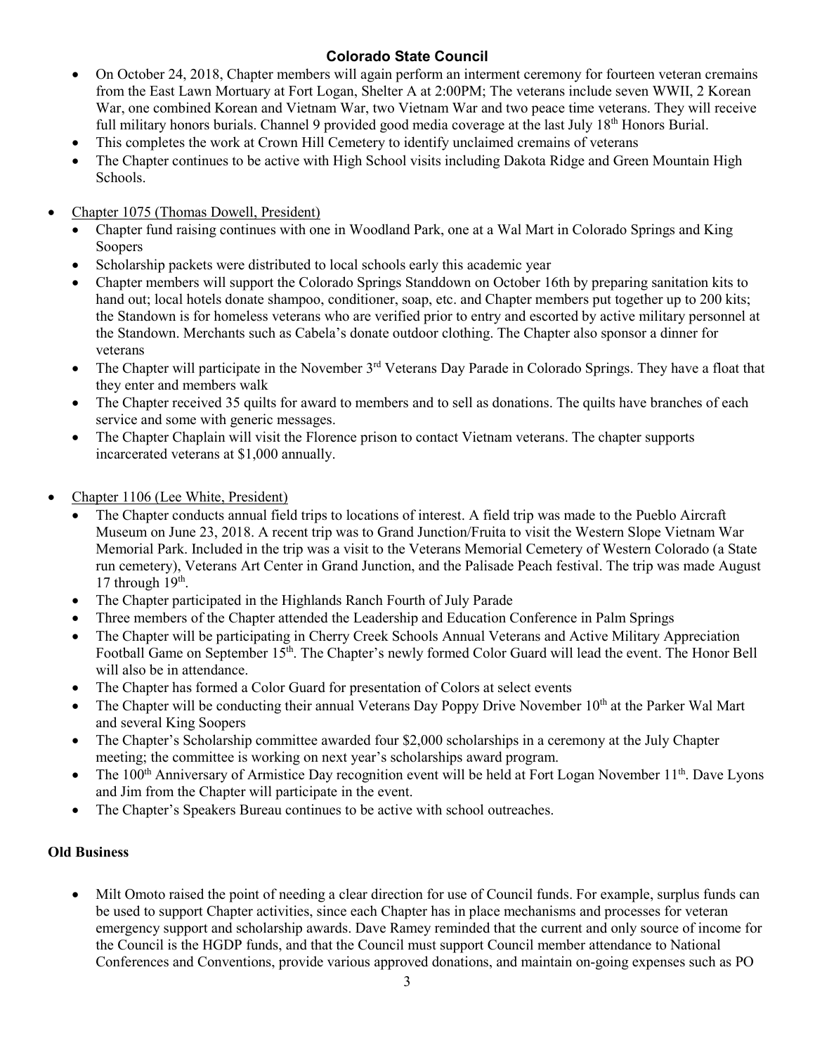# Colorado State Council

- On October 24, 2018, Chapter members will again perform an interment ceremony for fourteen veteran cremains from the East Lawn Mortuary at Fort Logan, Shelter A at 2:00PM; The veterans include seven WWII, 2 Korean War, one combined Korean and Vietnam War, two Vietnam War and two peace time veterans. They will receive full military honors burials. Channel 9 provided good media coverage at the last July 18th Honors Burial.
- This completes the work at Crown Hill Cemetery to identify unclaimed cremains of veterans
- The Chapter continues to be active with High School visits including Dakota Ridge and Green Mountain High Schools.

- Chapter 1075 (Thomas Dowell, President)
  - Chapter fund raising continues with one in Woodland Park, one at a Wal Mart in Colorado Springs and King Soopers
  - Scholarship packets were distributed to local schools early this academic year
  - Chapter members will support the Colorado Springs Standdown on October 16th by preparing sanitation kits to hand out; local hotels donate shampoo, conditioner, soap, etc. and Chapter members put together up to 200 kits; the Standown is for homeless veterans who are verified prior to entry and escorted by active military personnel at the Standown. Merchants such as Cabela's donate outdoor clothing. The Chapter also sponsor a dinner for veterans
  - The Chapter will participate in the November 3rd Veterans Day Parade in Colorado Springs. They have a float that they enter and members walk
  - The Chapter received 35 quilts for award to members and to sell as donations. The quilts have branches of each service and some with generic messages.
  - The Chapter Chaplain will visit the Florence prison to contact Vietnam veterans. The chapter supports incarcerated veterans at $1,000 annually.

- Chapter 1106 (Lee White, President)
  - The Chapter conducts annual field trips to locations of interest. A field trip was made to the Pueblo Aircraft Museum on June 23, 2018. A recent trip was to Grand Junction/Fruita to visit the Western Slope Vietnam War Memorial Park. Included in the trip was a visit to the Veterans Memorial Cemetery of Western Colorado (a State run cemetery), Veterans Art Center in Grand Junction, and the Palisade Peach festival. The trip was made August 17 through 19th.
  - The Chapter participated in the Highlands Ranch Fourth of July Parade
  - Three members of the Chapter attended the Leadership and Education Conference in Palm Springs
  - The Chapter will be participating in Cherry Creek Schools Annual Veterans and Active Military Appreciation Football Game on September 15th. The Chapter's newly formed Color Guard will lead the event. The Honor Bell will also be in attendance.
  - The Chapter has formed a Color Guard for presentation of Colors at select events
  - The Chapter will be conducting their annual Veterans Day Poppy Drive November 10th at the Parker Wal Mart and several King Soopers
  - The Chapter's Scholarship committee awarded four $2,000 scholarships in a ceremony at the July Chapter meeting; the committee is working on next year's scholarships award program.
  - The 100th Anniversary of Armistice Day recognition event will be held at Fort Logan November 11th. Dave Lyons and Jim from the Chapter will participate in the event.
  - The Chapter's Speakers Bureau continues to be active with school outreaches.

**Old Business**

- Milt Omoto raised the point of needing a clear direction for use of Council funds. For example, surplus funds can be used to support Chapter activities, since each Chapter has in place mechanisms and processes for veteran emergency support and scholarship awards. Dave Ramey reminded that the current and only source of income for the Council is the HGDP funds, and that the Council must support Council member attendance to National Conferences and Conventions, provide various approved donations, and maintain on-going expenses such as PO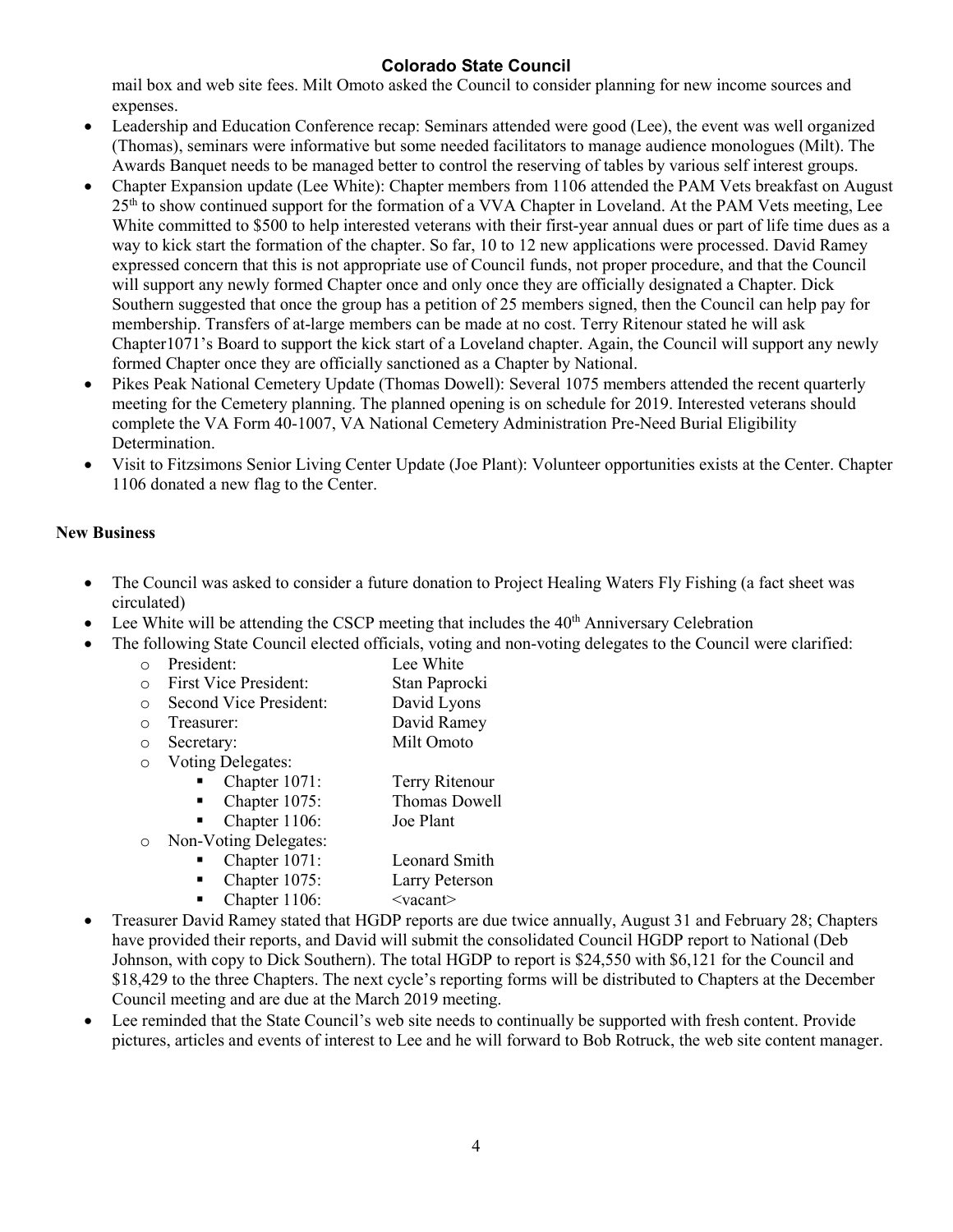mail box and web site fees. Milt Omoto asked the Council to consider planning for new income sources and expenses.

- Leadership and Education Conference recap: Seminars attended were good (Lee), the event was well organized (Thomas), seminars were informative but some needed facilitators to manage audience monologues (Milt). The Awards Banquet needs to be managed better to control the reserving of tables by various self interest groups.
- Chapter Expansion update (Lee White): Chapter members from 1106 attended the PAM Vets breakfast on August 25th to show continued support for the formation of a VVA Chapter in Loveland. At the PAM Vets meeting, Lee White committed to $500 to help interested veterans with their first-year annual dues or part of life time dues as a way to kick start the formation of the chapter. So far, 10 to 12 new applications were processed. David Ramey expressed concern that this is not appropriate use of Council funds, not proper procedure, and that the Council will support any newly formed Chapter once and only once they are officially designated a Chapter. Dick Southern suggested that once the group has a petition of 25 members signed, then the Council can help pay for membership. Transfers of at-large members can be made at no cost. Terry Ritenour stated he will ask Chapter1071's Board to support the kick start of a Loveland chapter. Again, the Council will support any newly formed Chapter once they are officially sanctioned as a Chapter by National.
- Pikes Peak National Cemetery Update (Thomas Dowell): Several 1075 members attended the recent quarterly meeting for the Cemetery planning. The planned opening is on schedule for 2019. Interested veterans should complete the VA Form 40-1007, VA National Cemetery Administration Pre-Need Burial Eligibility Determination.
- Visit to Fitzsimons Senior Living Center Update (Joe Plant): Volunteer opportunities exists at the Center. Chapter 1106 donated a new flag to the Center.

**New Business**

- The Council was asked to consider a future donation to Project Healing Waters Fly Fishing (a fact sheet was circulated)
- Lee White will be attending the CSCP meeting that includes the 40th Anniversary Celebration
- The following State Council elected officials, voting and non-voting delegates to the Council were clarified:
  - President: Lee White
  - First Vice President: Stan Paprocki
  - Second Vice President: David Lyons
  - Treasurer: David Ramey
  - Secretary: Milt Omoto
  - Voting Delegates:
    - Chapter 1071: Terry Ritenour
    - Chapter 1075: Thomas Dowell
    - Chapter 1106: Joe Plant
  - Non-Voting Delegates:
    - Chapter 1071: Leonard Smith
    - Chapter 1075: Larry Peterson
    - Chapter 1106: <vacant>
- Treasurer David Ramey stated that HGDP reports are due twice annually, August 31 and February 28; Chapters have provided their reports, and David will submit the consolidated Council HGDP report to National (Deb Johnson, with copy to Dick Southern). The total HGDP to report is $24,550 with $6,121 for the Council and $18,429 to the three Chapters. The next cycle's reporting forms will be distributed to Chapters at the December Council meeting and are due at the March 2019 meeting.
- Lee reminded that the State Council's web site needs to continually be supported with fresh content. Provide pictures, articles and events of interest to Lee and he will forward to Bob Rotruck, the web site content manager.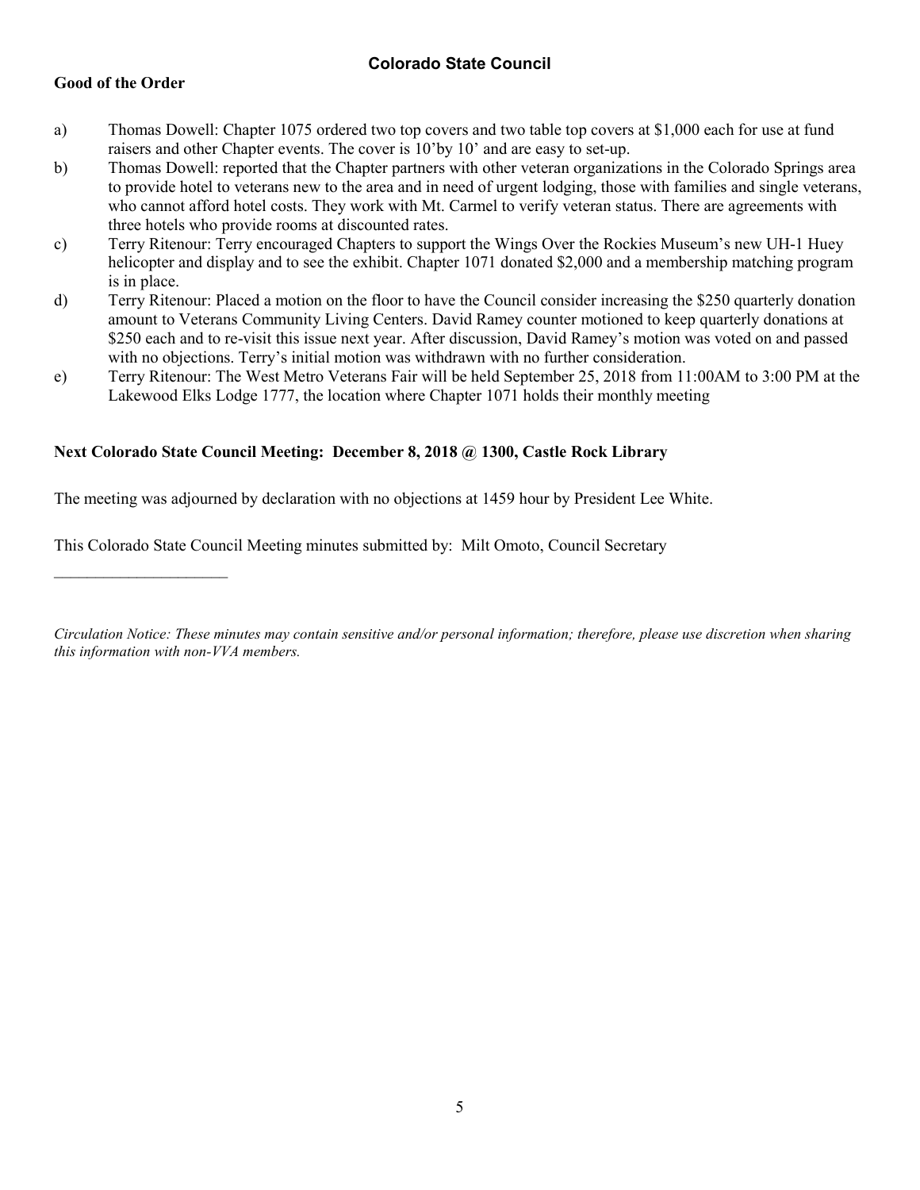## Colorado State Council

**Good of the Order**

a) Thomas Dowell: Chapter 1075 ordered two top covers and two table top covers at $1,000 each for use at fund raisers and other Chapter events. The cover is 10'by 10' and are easy to set-up.

b) Thomas Dowell: reported that the Chapter partners with other veteran organizations in the Colorado Springs area to provide hotel to veterans new to the area and in need of urgent lodging, those with families and single veterans, who cannot afford hotel costs. They work with Mt. Carmel to verify veteran status. There are agreements with three hotels who provide rooms at discounted rates.

c) Terry Ritenour: Terry encouraged Chapters to support the Wings Over the Rockies Museum's new UH-1 Huey helicopter and display and to see the exhibit. Chapter 1071 donated $2,000 and a membership matching program is in place.

d) Terry Ritenour: Placed a motion on the floor to have the Council consider increasing the $250 quarterly donation amount to Veterans Community Living Centers. David Ramey counter motioned to keep quarterly donations at $250 each and to re-visit this issue next year. After discussion, David Ramey's motion was voted on and passed with no objections. Terry's initial motion was withdrawn with no further consideration.

e) Terry Ritenour: The West Metro Veterans Fair will be held September 25, 2018 from 11:00AM to 3:00 PM at the Lakewood Elks Lodge 1777, the location where Chapter 1071 holds their monthly meeting

**Next Colorado State Council Meeting: December 8, 2018 @ 1300, Castle Rock Library**

The meeting was adjourned by declaration with no objections at 1459 hour by President Lee White.

This Colorado State Council Meeting minutes submitted by: Milt Omoto, Council Secretary

_____________________

*Circulation Notice: These minutes may contain sensitive and/or personal information; therefore, please use discretion when sharing this information with non-VVA members.*